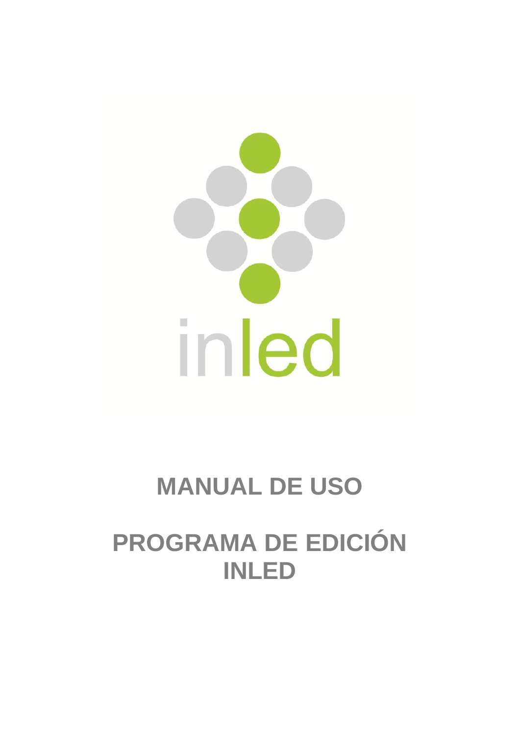inled

# MANUAL DE USO

# PROGRAMA DE EDICIÓN INLED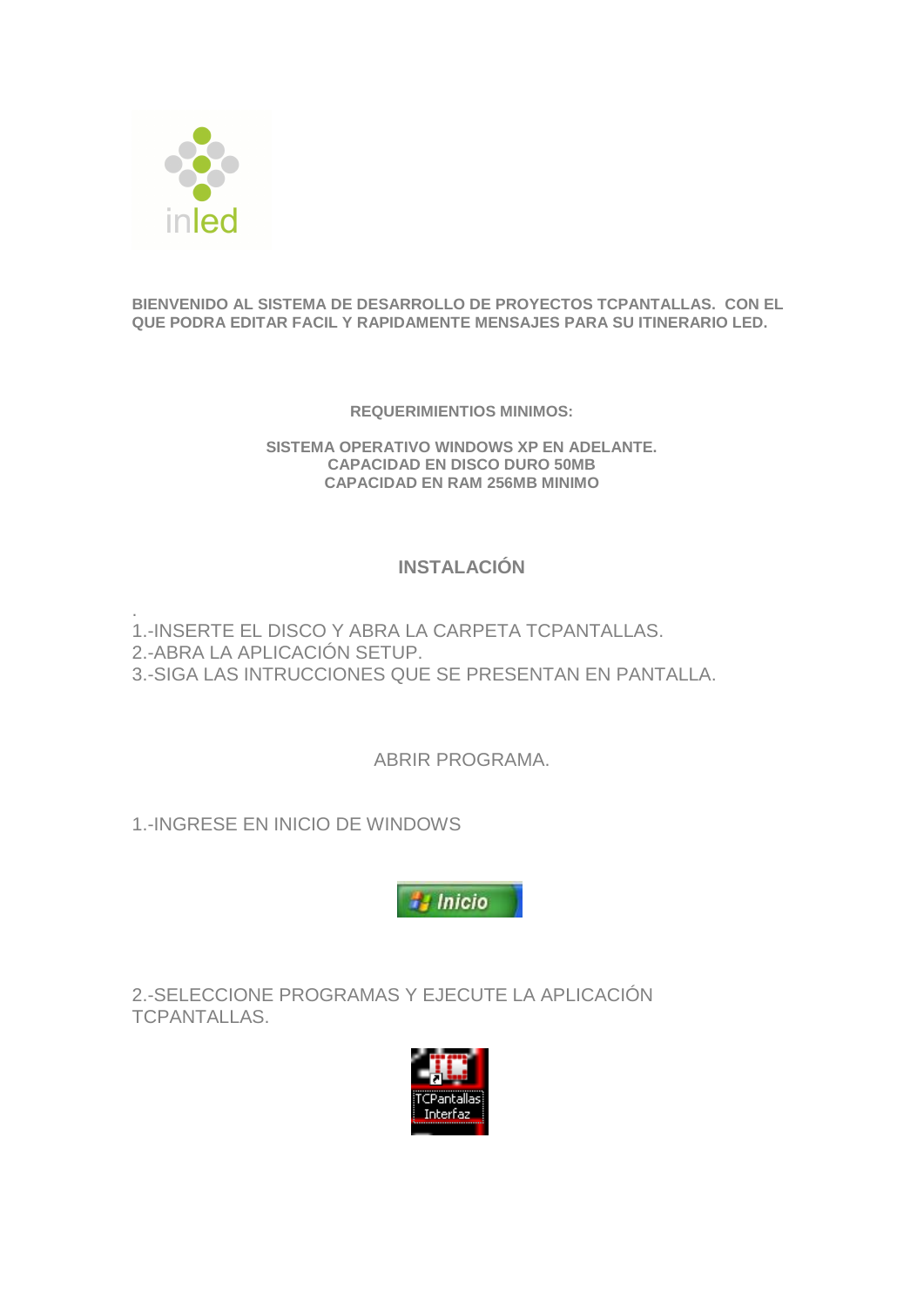inled

**BIENVENIDO AL SISTEMA DE DESARROLLO DE PROYECTOS TCPANTALLAS. CON EL QUE PODRA EDITAR FACIL Y RAPIDAMENTE MENSAJES PARA SU ITINERARIO LED.**

**REQUERIMIENTIOS MINIMOS:**

**SISTEMA OPERATIVO WINDOWS XP EN ADELANTE.**
**CAPACIDAD EN DISCO DURO 50MB**
**CAPACIDAD EN RAM 256MB MINIMO**

## INSTALACIÓN

.
1.-INSERTE EL DISCO Y ABRA LA CARPETA TCPANTALLAS.
2.-ABRA LA APLICACIÓN SETUP.
3.-SIGA LAS INTRUCCIONES QUE SE PRESENTAN EN PANTALLA.

ABRIR PROGRAMA.

1.-INGRESE EN INICIO DE WINDOWS

2.-SELECCIONE PROGRAMAS Y EJECUTE LA APLICACIÓN TCPANTALLAS.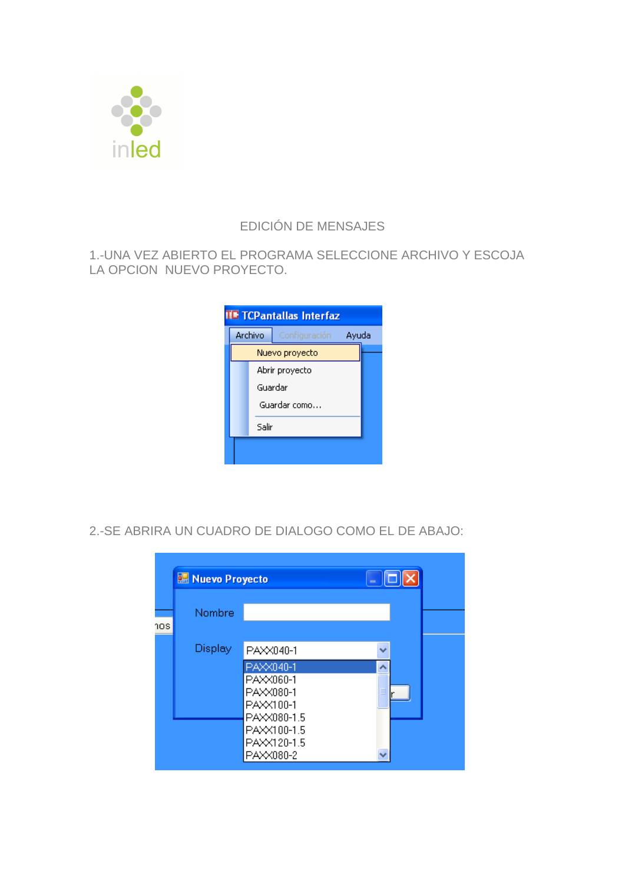# EDICIÓN DE MENSAJES

1.-UNA VEZ ABIERTO EL PROGRAMA SELECCIONE ARCHIVO Y ESCOJA LA OPCION NUEVO PROYECTO.

2.-SE ABRIRA UN CUADRO DE DIALOGO COMO EL DE ABAJO: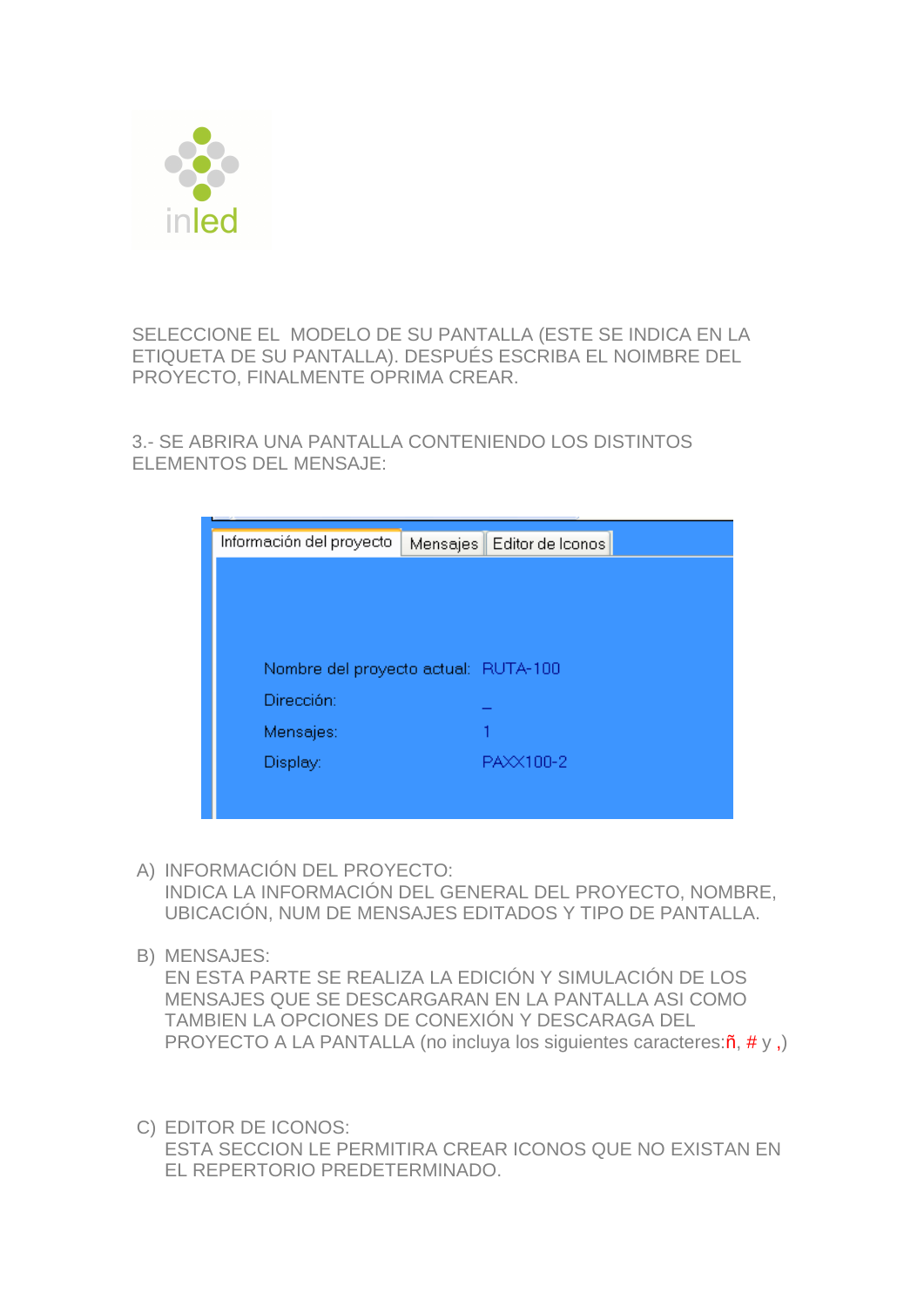SELECCIONE EL  MODELO DE SU PANTALLA (ESTE SE INDICA EN LA ETIQUETA DE SU PANTALLA). DESPUÉS ESCRIBA EL NOIMBRE DEL PROYECTO, FINALMENTE OPRIMA CREAR.

3.- SE ABRIRA UNA PANTALLA CONTENIENDO LOS DISTINTOS ELEMENTOS DEL MENSAJE:

Información del proyecto | Mensajes | Editor de Iconos

Nombre del proyecto actual: RUTA-100
Dirección: _
Mensajes: 1
Display: PAXX100-2

A) INFORMACIÓN DEL PROYECTO:
   INDICA LA INFORMACIÓN DEL GENERAL DEL PROYECTO, NOMBRE, UBICACIÓN, NUM DE MENSAJES EDITADOS Y TIPO DE PANTALLA.

B) MENSAJES:
   EN ESTA PARTE SE REALIZA LA EDICIÓN Y SIMULACIÓN DE LOS MENSAJES QUE SE DESCARGARAN EN LA PANTALLA ASI COMO TAMBIEN LA OPCIONES DE CONEXIÓN Y DESCARAGA DEL PROYECTO A LA PANTALLA (no incluya los siguientes caracteres:ñ, # y ,)

C) EDITOR DE ICONOS:
   ESTA SECCION LE PERMITIRA CREAR ICONOS QUE NO EXISTAN EN EL REPERTORIO PREDETERMINADO.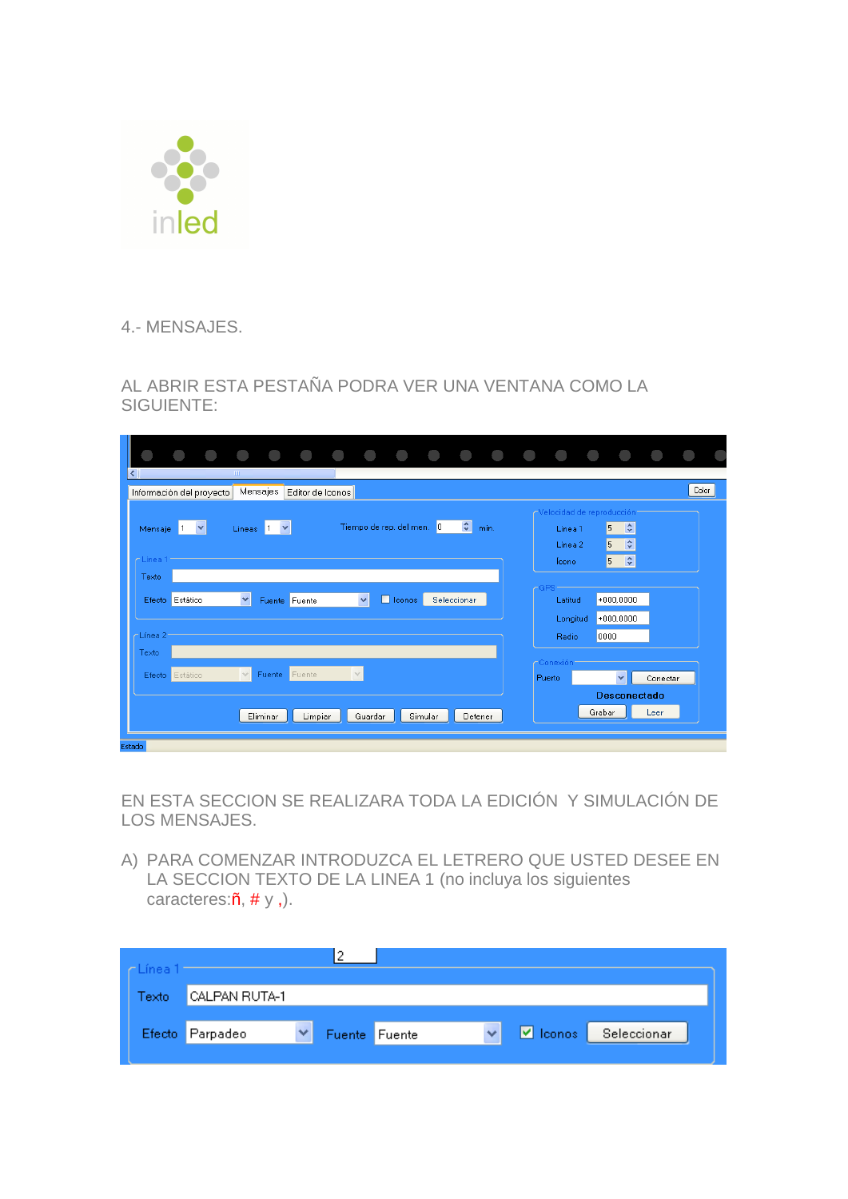4.- MENSAJES.

AL ABRIR ESTA PESTAÑA PODRA VER UNA VENTANA COMO LA SIGUIENTE:

EN ESTA SECCION SE REALIZARA TODA LA EDICIÓN Y SIMULACIÓN DE LOS MENSAJES.

A) PARA COMENZAR INTRODUZCA EL LETRERO QUE USTED DESEE EN LA SECCION TEXTO DE LA LINEA 1 (no incluya los siguientes caracteres:ñ, # y ,).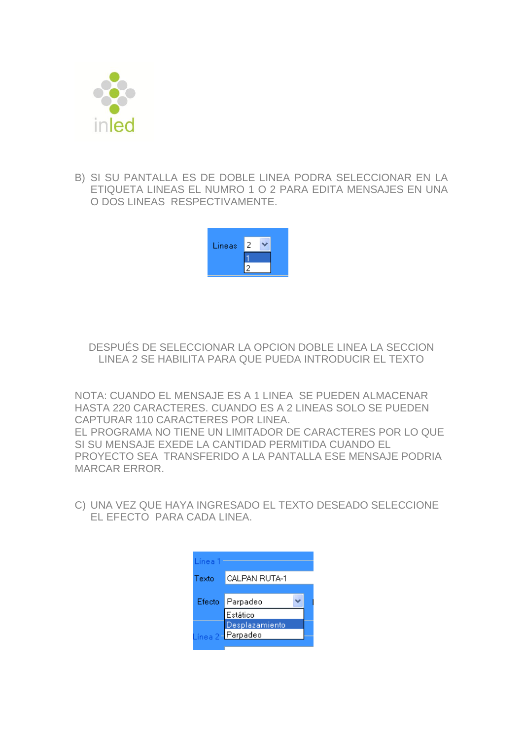B) SI SU PANTALLA ES DE DOBLE LINEA PODRA SELECCIONAR EN LA ETIQUETA LINEAS EL NUMRO 1 O 2 PARA EDITA MENSAJES EN UNA O DOS LINEAS RESPECTIVAMENTE.

DESPUÉS DE SELECCIONAR LA OPCION DOBLE LINEA LA SECCION LINEA 2 SE HABILITA PARA QUE PUEDA INTRODUCIR EL TEXTO

NOTA: CUANDO EL MENSAJE ES A 1 LINEA SE PUEDEN ALMACENAR HASTA 220 CARACTERES. CUANDO ES A 2 LINEAS SOLO SE PUEDEN CAPTURAR 110 CARACTERES POR LINEA.
EL PROGRAMA NO TIENE UN LIMITADOR DE CARACTERES POR LO QUE SI SU MENSAJE EXEDE LA CANTIDAD PERMITIDA CUANDO EL PROYECTO SEA TRANSFERIDO A LA PANTALLA ESE MENSAJE PODRIA MARCAR ERROR.

C) UNA VEZ QUE HAYA INGRESADO EL TEXTO DESEADO SELECCIONE EL EFECTO PARA CADA LINEA.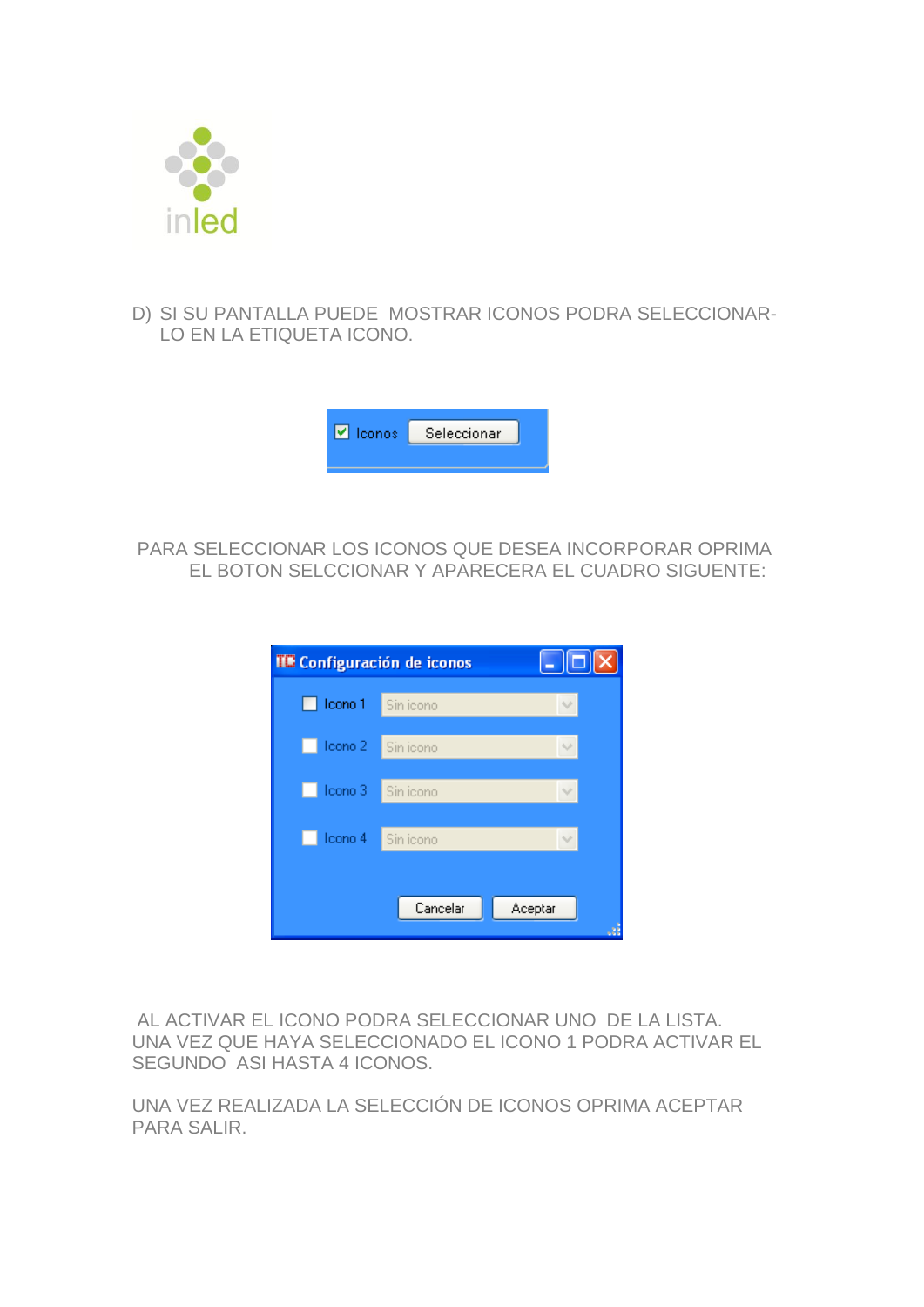D) SI SU PANTALLA PUEDE MOSTRAR ICONOS PODRA SELECCIONAR-LO EN LA ETIQUETA ICONO.

PARA SELECCIONAR LOS ICONOS QUE DESEA INCORPORAR OPRIMA EL BOTON SELCCIONAR Y APARECERA EL CUADRO SIGUIENTE:

AL ACTIVAR EL ICONO PODRA SELECCIONAR UNO DE LA LISTA. UNA VEZ QUE HAYA SELECCIONADO EL ICONO 1 PODRA ACTIVAR EL SEGUNDO ASI HASTA 4 ICONOS.

UNA VEZ REALIZADA LA SELECCIÓN DE ICONOS OPRIMA ACEPTAR PARA SALIR.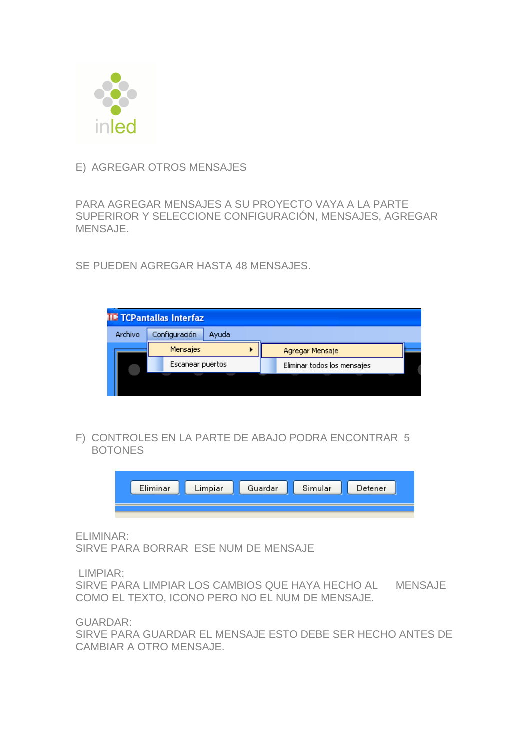E) AGREGAR OTROS MENSAJES

PARA AGREGAR MENSAJES A SU PROYECTO VAYA A LA PARTE SUPERIROR Y SELECCIONE CONFIGURACIÓN, MENSAJES, AGREGAR MENSAJE.

SE PUEDEN AGREGAR HASTA 48 MENSAJES.

F) CONTROLES EN LA PARTE DE ABAJO PODRA ENCONTRAR 5 BOTONES

ELIMINAR:
SIRVE PARA BORRAR ESE NUM DE MENSAJE

LIMPIAR:
SIRVE PARA LIMPIAR LOS CAMBIOS QUE HAYA HECHO AL MENSAJE COMO EL TEXTO, ICONO PERO NO EL NUM DE MENSAJE.

GUARDAR:
SIRVE PARA GUARDAR EL MENSAJE ESTO DEBE SER HECHO ANTES DE CAMBIAR A OTRO MENSAJE.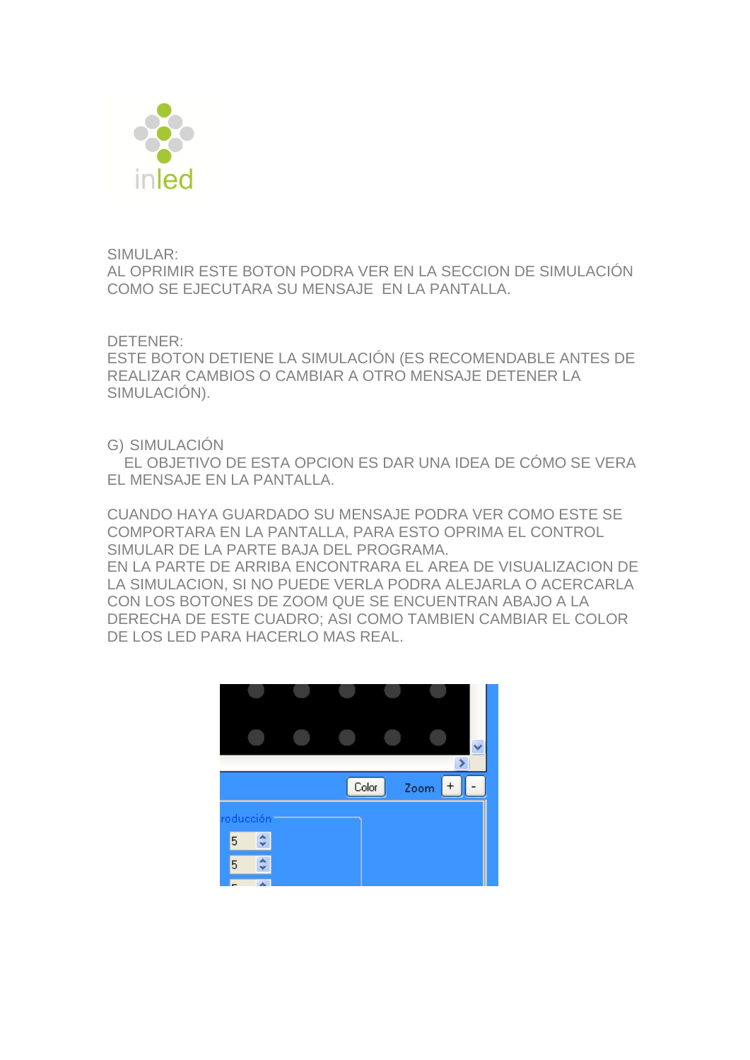SIMULAR:
AL OPRIMIR ESTE BOTON PODRA VER EN LA SECCION DE SIMULACIÓN COMO SE EJECUTARA SU MENSAJE EN LA PANTALLA.

DETENER:
ESTE BOTON DETIENE LA SIMULACIÓN (ES RECOMENDABLE ANTES DE REALIZAR CAMBIOS O CAMBIAR A OTRO MENSAJE DETENER LA SIMULACIÓN).

G) SIMULACIÓN

EL OBJETIVO DE ESTA OPCION ES DAR UNA IDEA DE CÓMO SE VERA EL MENSAJE EN LA PANTALLA.

CUANDO HAYA GUARDADO SU MENSAJE PODRA VER COMO ESTE SE COMPORTARA EN LA PANTALLA, PARA ESTO OPRIMA EL CONTROL SIMULAR DE LA PARTE BAJA DEL PROGRAMA.
EN LA PARTE DE ARRIBA ENCONTRARA EL AREA DE VISUALIZACION DE LA SIMULACION, SI NO PUEDE VERLA PODRA ALEJARLA O ACERCARLA CON LOS BOTONES DE ZOOM QUE SE ENCUENTRAN ABAJO A LA DERECHA DE ESTE CUADRO; ASI COMO TAMBIEN CAMBIAR EL COLOR DE LOS LED PARA HACERLO MAS REAL.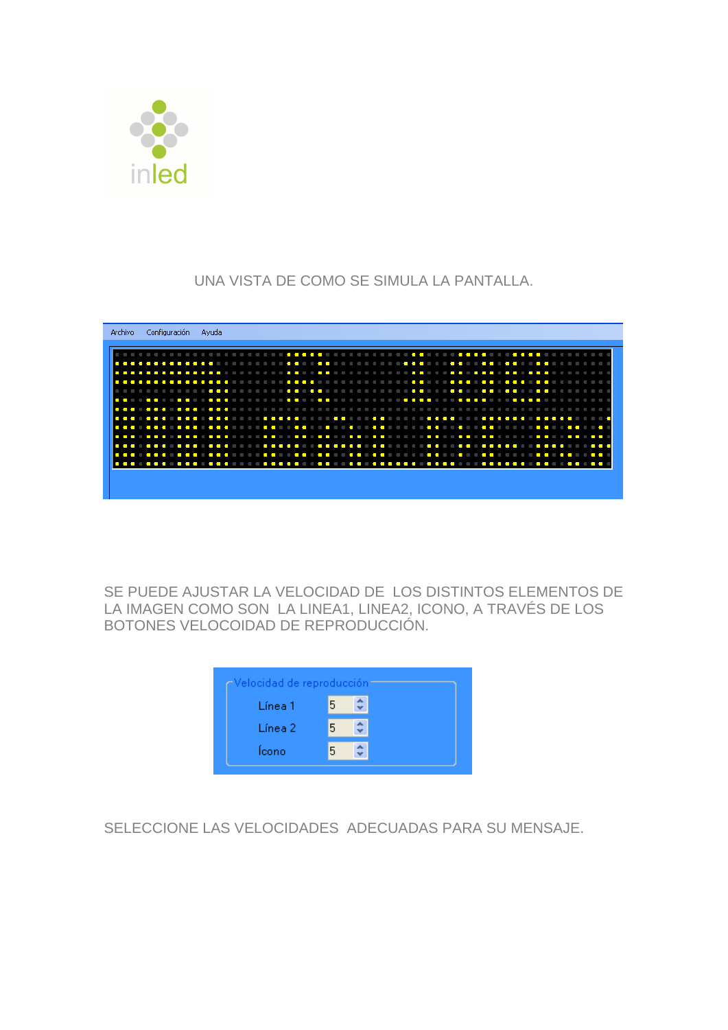UNA VISTA DE COMO SE SIMULA LA PANTALLA.

Archivo Configuración Ayuda

SE PUEDE AJUSTAR LA VELOCIDAD DE LOS DISTINTOS ELEMENTOS DE LA IMAGEN COMO SON LA LINEA1, LINEA2, ICONO, A TRAVÉS DE LOS BOTONES VELOCOIDAD DE REPRODUCCIÓN.

Velocidad de reproducción

Línea 1 5

Línea 2 5

Ícono 5

SELECCIONE LAS VELOCIDADES ADECUADAS PARA SU MENSAJE.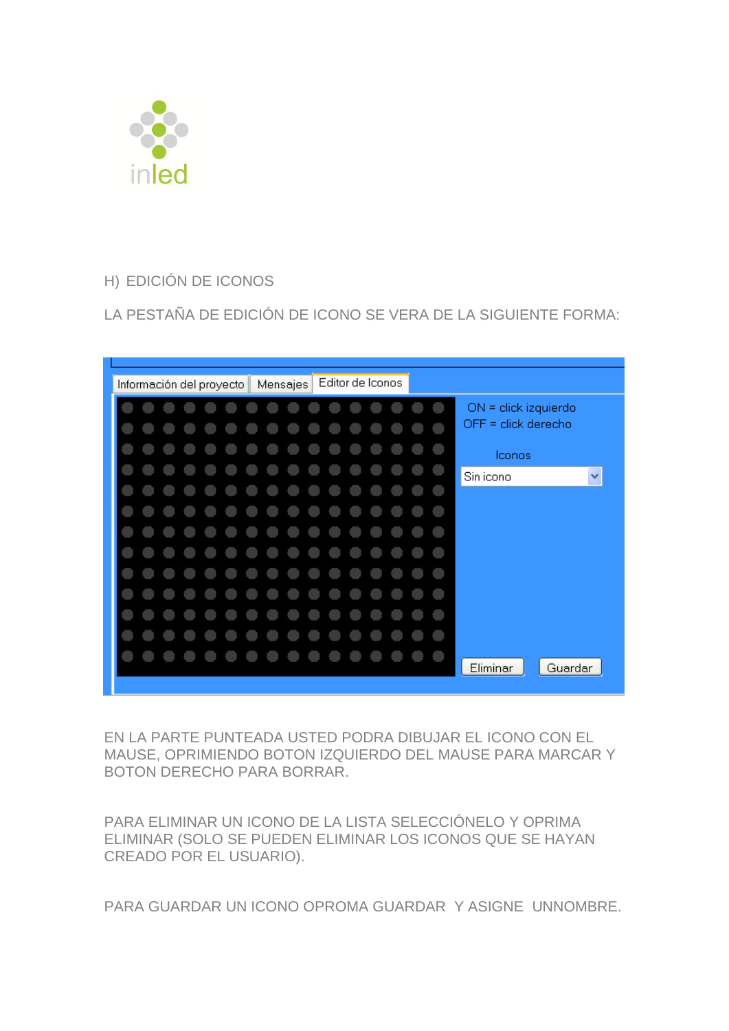H) EDICIÓN DE ICONOS

LA PESTAÑA DE EDICIÓN DE ICONO SE VERA DE LA SIGUIENTE FORMA:

EN LA PARTE PUNTEADA USTED PODRA DIBUJAR EL ICONO CON EL MAUSE, OPRIMIENDO BOTON IZQUIERDO DEL MAUSE PARA MARCAR Y BOTON DERECHO PARA BORRAR.

PARA ELIMINAR UN ICONO DE LA LISTA SELECCIÓNELO Y OPRIMA ELIMINAR (SOLO SE PUEDEN ELIMINAR LOS ICONOS QUE SE HAYAN CREADO POR EL USUARIO).

PARA GUARDAR UN ICONO OPROMA GUARDAR  Y ASIGNE  UNNOMBRE.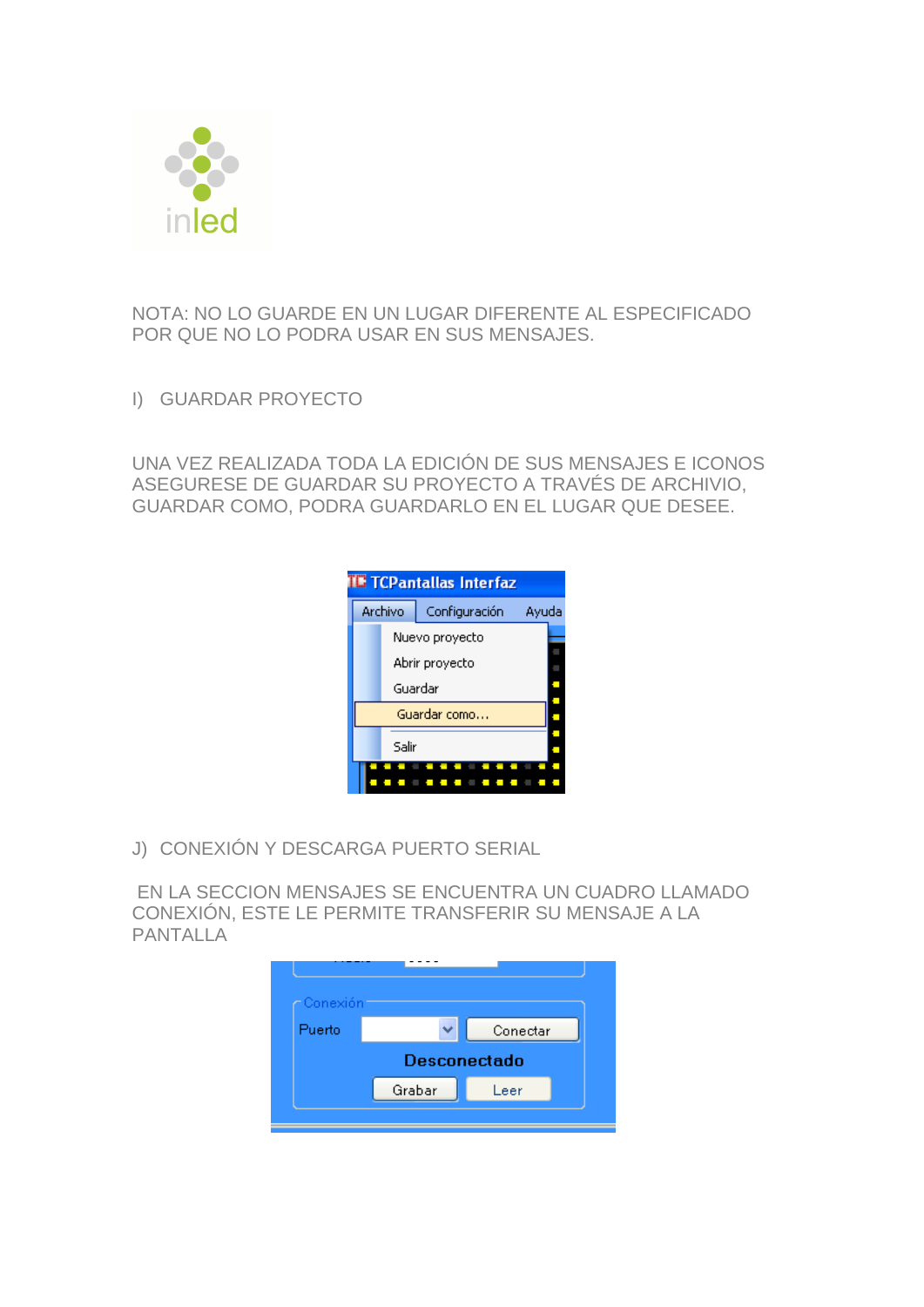NOTA: NO LO GUARDE EN UN LUGAR DIFERENTE AL ESPECIFICADO POR QUE NO LO PODRA USAR EN SUS MENSAJES.

## I) GUARDAR PROYECTO

UNA VEZ REALIZADA TODA LA EDICIÓN DE SUS MENSAJES E ICONOS ASEGURESE DE GUARDAR SU PROYECTO A TRAVÉS DE ARCHIVIO, GUARDAR COMO, PODRA GUARDARLO EN EL LUGAR QUE DESEE.

## J) CONEXIÓN Y DESCARGA PUERTO SERIAL

EN LA SECCION MENSAJES SE ENCUENTRA UN CUADRO LLAMADO CONEXIÓN, ESTE LE PERMITE TRANSFERIR SU MENSAJE A LA PANTALLA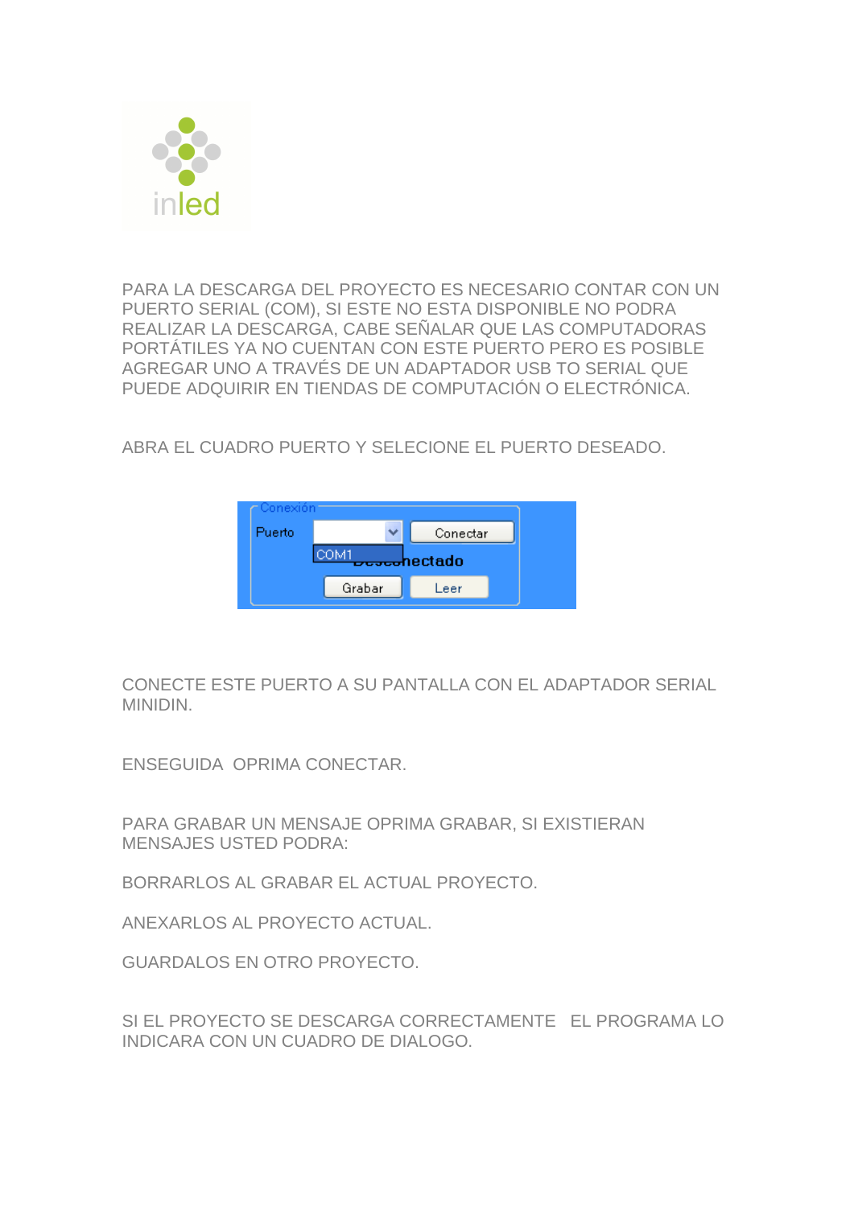inled

PARA LA DESCARGA DEL PROYECTO ES NECESARIO CONTAR CON UN PUERTO SERIAL (COM), SI ESTE NO ESTA DISPONIBLE NO PODRA REALIZAR LA DESCARGA, CABE SEÑALAR QUE LAS COMPUTADORAS PORTÁTILES YA NO CUENTAN CON ESTE PUERTO PERO ES POSIBLE AGREGAR UNO A TRAVÉS DE UN ADAPTADOR USB TO SERIAL QUE PUEDE ADQUIRIR EN TIENDAS DE COMPUTACIÓN O ELECTRÓNICA.

ABRA EL CUADRO PUERTO Y SELECIONE EL PUERTO DESEADO.

Conexión

Puerto | COM1 | Conectar

Desconectado

Grabar | Leer

CONECTE ESTE PUERTO A SU PANTALLA CON EL ADAPTADOR SERIAL MINIDIN.

ENSEGUIDA OPRIMA CONECTAR.

PARA GRABAR UN MENSAJE OPRIMA GRABAR, SI EXISTIERAN MENSAJES USTED PODRA:

BORRARLOS AL GRABAR EL ACTUAL PROYECTO.

ANEXARLOS AL PROYECTO ACTUAL.

GUARDALOS EN OTRO PROYECTO.

SI EL PROYECTO SE DESCARGA CORRECTAMENTE EL PROGRAMA LO INDICARA CON UN CUADRO DE DIALOGO.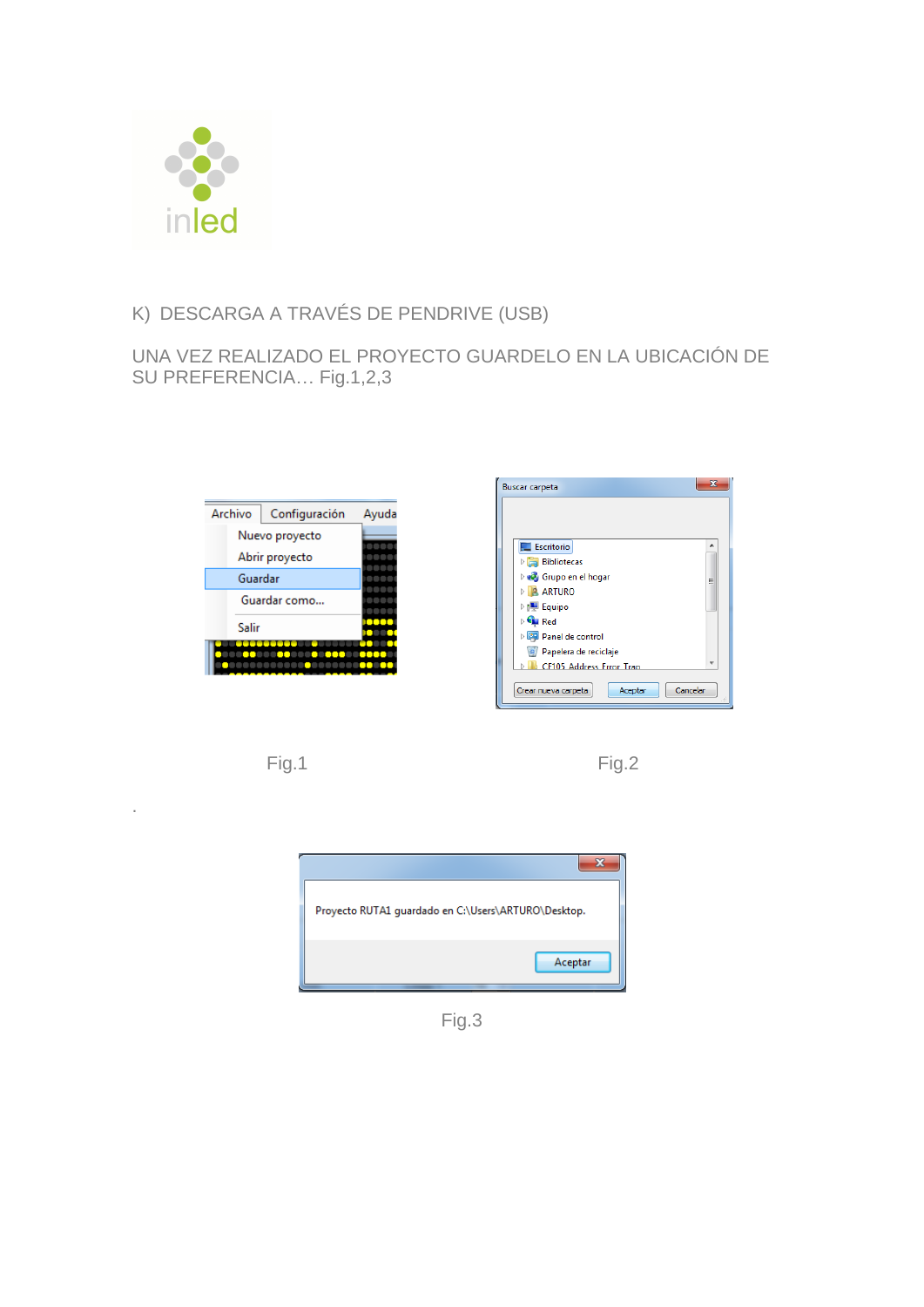## K) DESCARGA A TRAVÉS DE PENDRIVE (USB)

UNA VEZ REALIZADO EL PROYECTO GUARDELO EN LA UBICACIÓN DE SU PREFERENCIA… Fig.1,2,3

Fig.1

Fig.2

.

Fig.3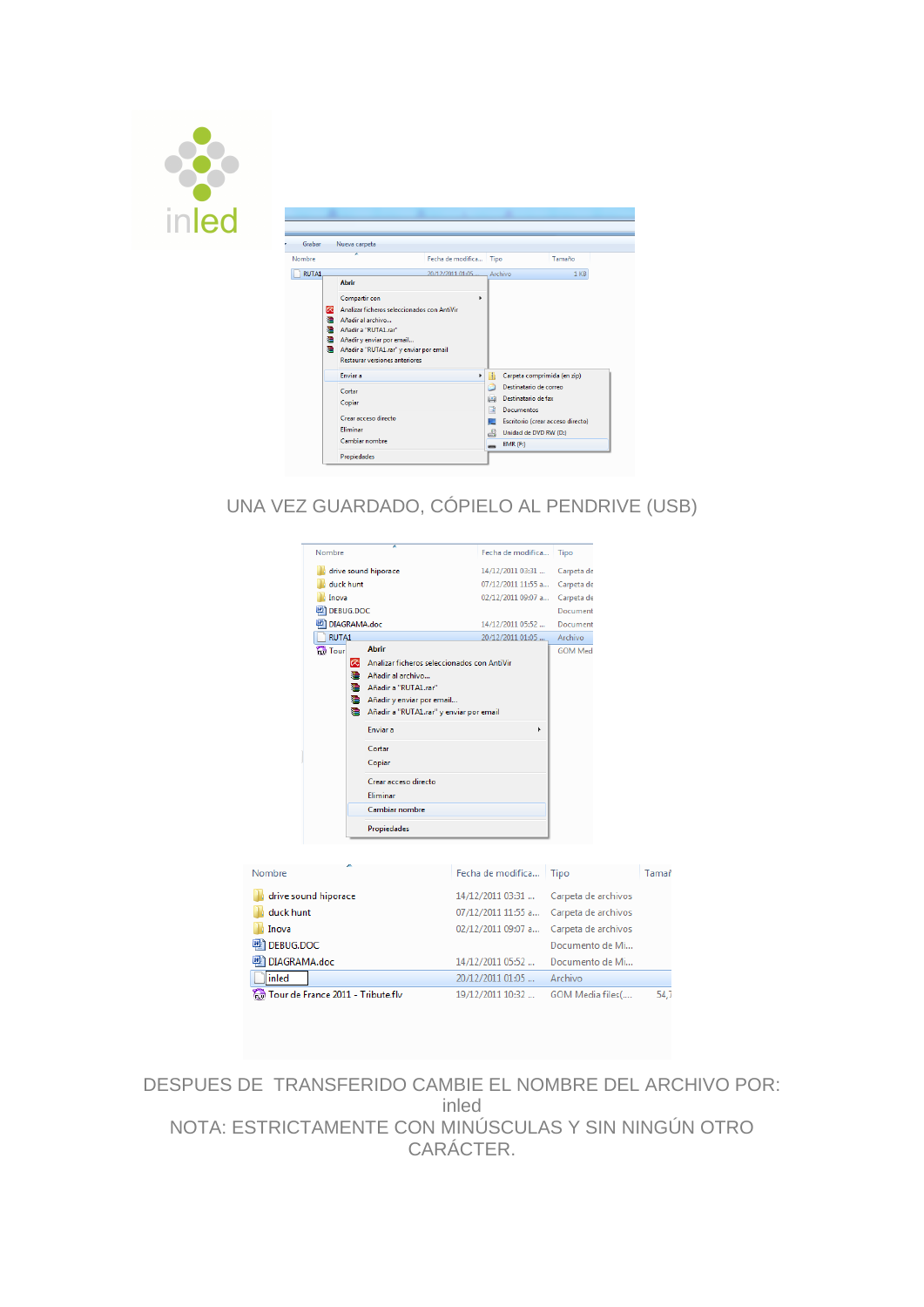UNA VEZ GUARDADO, CÓPIELO AL PENDRIVE (USB)

DESPUES DE TRANSFERIDO CAMBIE EL NOMBRE DEL ARCHIVO POR:
inled
NOTA: ESTRICTAMENTE CON MINÚSCULAS Y SIN NINGÚN OTRO CARÁCTER.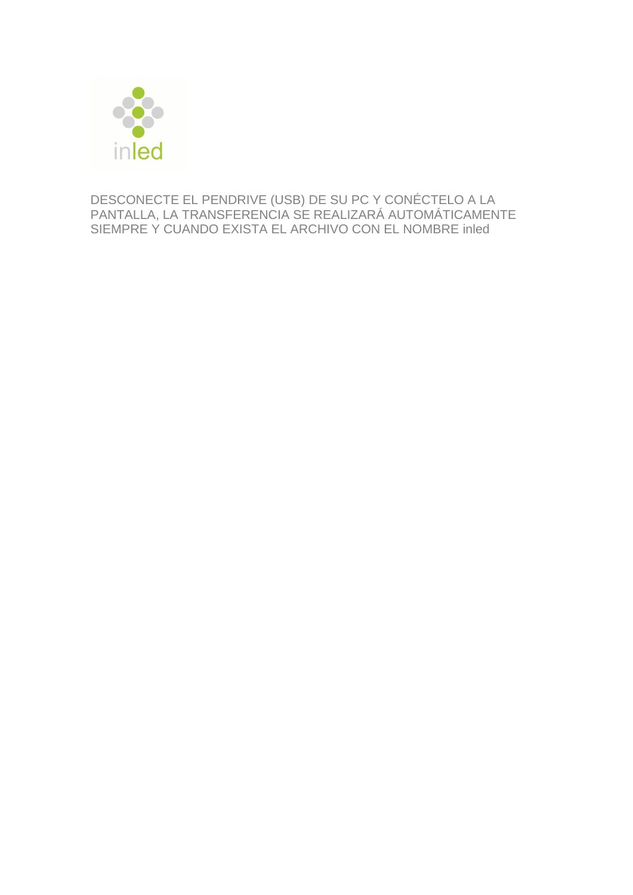inled

DESCONECTE EL PENDRIVE (USB) DE SU PC Y CONÉCTELO A LA PANTALLA, LA TRANSFERENCIA SE REALIZARÁ AUTOMÁTICAMENTE SIEMPRE Y CUANDO EXISTA EL ARCHIVO CON EL NOMBRE inled